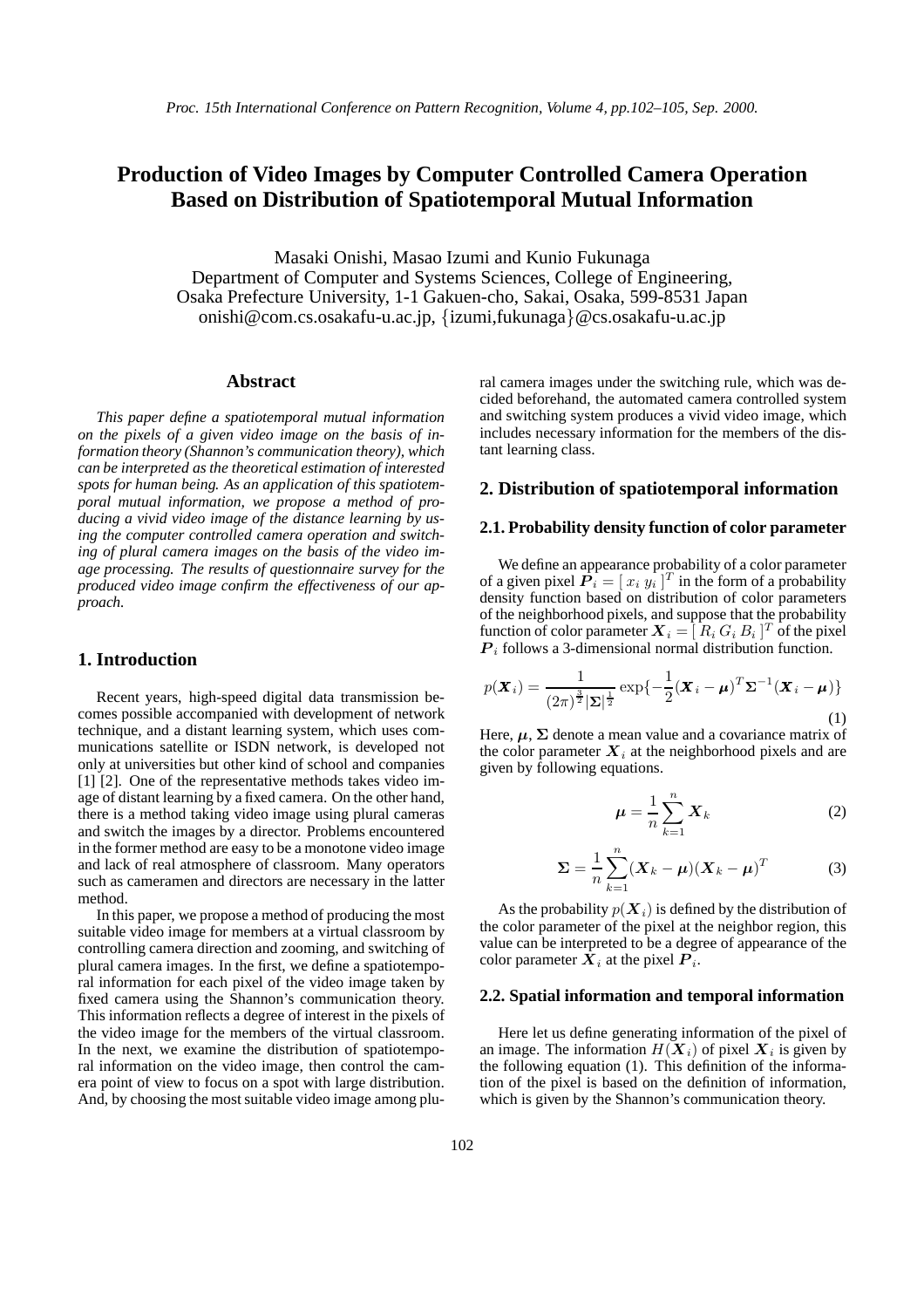# Production of Video Images by Computer Controlled Camera Operation Based on Distribution of Spatiotemporal Mutual Information

Masaki Onishi, Masao Izumi and Kunio Fukunaga
Department of Computer and Systems Sciences, College of Engineering,
Osaka Prefecture University, 1-1 Gakuen-cho, Sakai, Osaka, 599-8531 Japan
onishi@com.cs.osakafu-u.ac.jp, {izumi,fukunaga}@cs.osakafu-u.ac.jp

## Abstract

*This paper define a spatiotemporal mutual information on the pixels of a given video image on the basis of information theory (Shannon's communication theory), which can be interpreted as the theoretical estimation of interested spots for human being. As an application of this spatiotemporal mutual information, we propose a method of producing a vivid video image of the distance learning by using the computer controlled camera operation and switching of plural camera images on the basis of the video image processing. The results of questionnaire survey for the produced video image confirm the effectiveness of our approach.*

## 1. Introduction

Recent years, high-speed digital data transmission becomes possible accompanied with development of network technique, and a distant learning system, which uses communications satellite or ISDN network, is developed not only at universities but other kind of school and companies [1] [2]. One of the representative methods takes video image of distant learning by a fixed camera. On the other hand, there is a method taking video image using plural cameras and switch the images by a director. Problems encountered in the former method are easy to be a monotone video image and lack of real atmosphere of classroom. Many operators such as cameramen and directors are necessary in the latter method.

In this paper, we propose a method of producing the most suitable video image for members at a virtual classroom by controlling camera direction and zooming, and switching of plural camera images. In the first, we define a spatiotemporal information for each pixel of the video image taken by fixed camera using the Shannon's communication theory. This information reflects a degree of interest in the pixels of the video image for the members of the virtual classroom. In the next, we examine the distribution of spatiotemporal information on the video image, then control the camera point of view to focus on a spot with large distribution. And, by choosing the most suitable video image among plural camera images under the switching rule, which was decided beforehand, the automated camera controlled system and switching system produces a vivid video image, which includes necessary information for the members of the distant learning class.

## 2. Distribution of spatiotemporal information

### 2.1. Probability density function of color parameter

We define an appearance probability of a color parameter of a given pixel $\boldsymbol{P}_i = [\, x_i \; y_i \,]^T$ in the form of a probability density function based on distribution of color parameters of the neighborhood pixels, and suppose that the probability function of color parameter $\boldsymbol{X}_i = [\, R_i \, G_i \, B_i \,]^T$ of the pixel $\boldsymbol{P}_i$ follows a 3-dimensional normal distribution function.

$$p(\boldsymbol{X}_i) = \frac{1}{(2\pi)^{\frac{3}{2}}|\boldsymbol{\Sigma}|^{\frac{1}{2}}} \exp\{-\frac{1}{2}(\boldsymbol{X}_i - \boldsymbol{\mu})^T \boldsymbol{\Sigma}^{-1} (\boldsymbol{X}_i - \boldsymbol{\mu})\} \tag{1}$$

Here, $\boldsymbol{\mu}$, $\boldsymbol{\Sigma}$ denote a mean value and a covariance matrix of the color parameter $\boldsymbol{X}_i$ at the neighborhood pixels and are given by following equations.

$$\boldsymbol{\mu} = \frac{1}{n}\sum_{k=1}^{n} \boldsymbol{X}_k \tag{2}$$

$$\boldsymbol{\Sigma} = \frac{1}{n}\sum_{k=1}^{n} (\boldsymbol{X}_k - \boldsymbol{\mu})(\boldsymbol{X}_k - \boldsymbol{\mu})^T \tag{3}$$

As the probability $p(\boldsymbol{X}_i)$ is defined by the distribution of the color parameter of the pixel at the neighbor region, this value can be interpreted to be a degree of appearance of the color parameter $\boldsymbol{X}_i$ at the pixel $\boldsymbol{P}_i$.

### 2.2. Spatial information and temporal information

Here let us define generating information of the pixel of an image. The information $H(\boldsymbol{X}_i)$ of pixel $\boldsymbol{X}_i$ is given by the following equation (1). This definition of the information of the pixel is based on the definition of information, which is given by the Shannon's communication theory.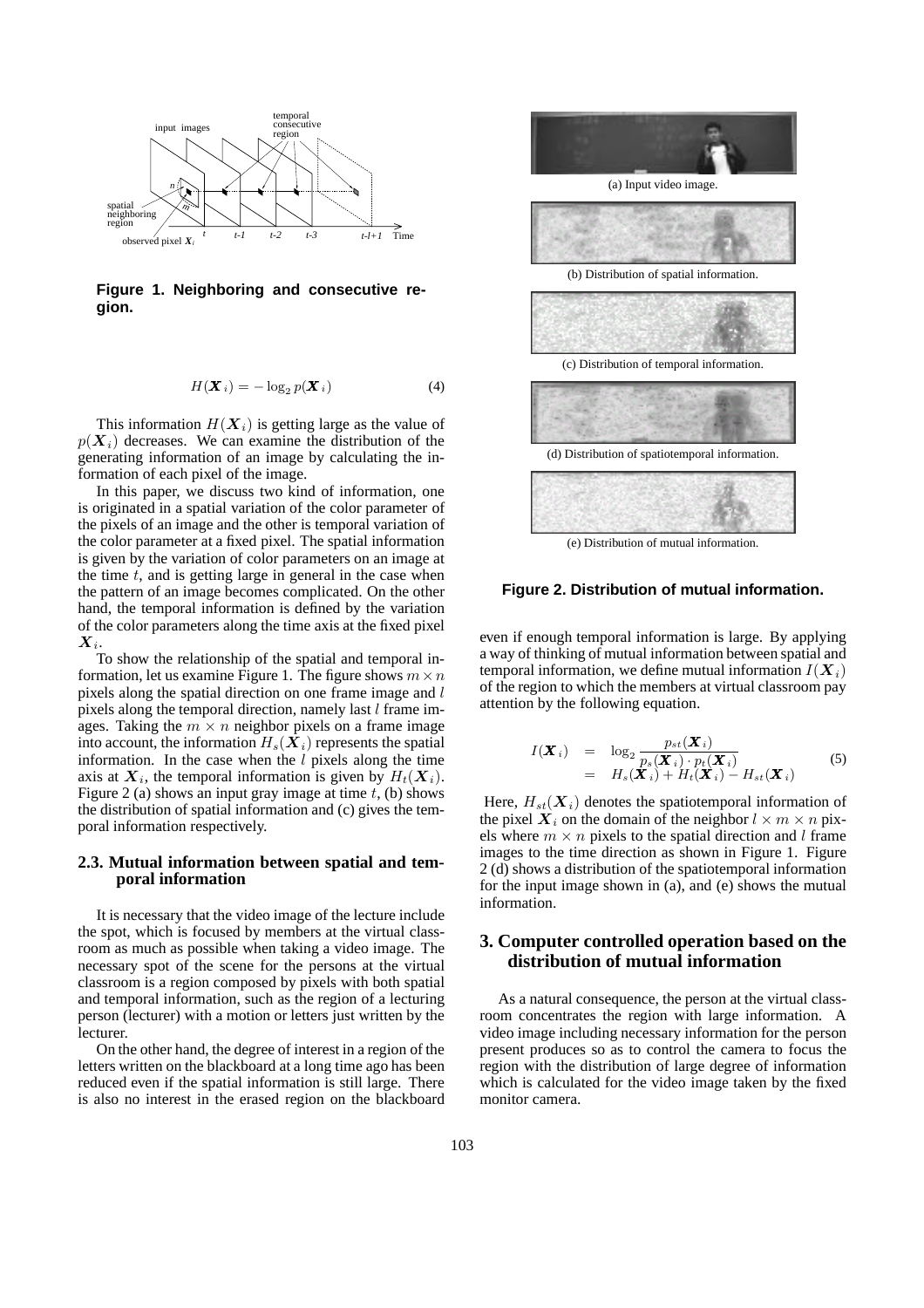Figure 1. Neighboring and consecutive region.

$$H(\boldsymbol{X}_i) = -\log_2 p(\boldsymbol{X}_i) \tag{4}$$

This information $H(\boldsymbol{X}_i)$ is getting large as the value of $p(\boldsymbol{X}_i)$ decreases. We can examine the distribution of the generating information of an image by calculating the information of each pixel of the image.

In this paper, we discuss two kind of information, one is originated in a spatial variation of the color parameter of the pixels of an image and the other is temporal variation of the color parameter at a fixed pixel. The spatial information is given by the variation of color parameters on an image at the time $t$, and is getting large in general in the case when the pattern of an image becomes complicated. On the other hand, the temporal information is defined by the variation of the color parameters along the time axis at the fixed pixel $\boldsymbol{X}_i$.

To show the relationship of the spatial and temporal information, let us examine Figure 1. The figure shows $m \times n$ pixels along the spatial direction on one frame image and $l$ pixels along the temporal direction, namely last $l$ frame images. Taking the $m \times n$ neighbor pixels on a frame image into account, the information $H_s(\boldsymbol{X}_i)$ represents the spatial information. In the case when the $l$ pixels along the time axis at $\boldsymbol{X}_i$, the temporal information is given by $H_t(\boldsymbol{X}_i)$. Figure 2 (a) shows an input gray image at time $t$, (b) shows the distribution of spatial information and (c) gives the temporal information respectively.

### 2.3. Mutual information between spatial and temporal information

It is necessary that the video image of the lecture include the spot, which is focused by members at the virtual classroom as much as possible when taking a video image. The necessary spot of the scene for the persons at the virtual classroom is a region composed by pixels with both spatial and temporal information, such as the region of a lecturing person (lecturer) with a motion or letters just written by the lecturer.

On the other hand, the degree of interest in a region of the letters written on the blackboard at a long time ago has been reduced even if the spatial information is still large. There is also no interest in the erased region on the blackboard even if enough temporal information is large. By applying a way of thinking of mutual information between spatial and temporal information, we define mutual information $I(\boldsymbol{X}_i)$ of the region to which the members at virtual classroom pay attention by the following equation.

(a) Input video image.

(b) Distribution of spatial information.

(c) Distribution of temporal information.

(d) Distribution of spatiotemporal information.

(e) Distribution of mutual information.

Figure 2. Distribution of mutual information.

$$\begin{aligned} I(\boldsymbol{X}_i) &= \log_2 \frac{p_{st}(\boldsymbol{X}_i)}{p_s(\boldsymbol{X}_i) \cdot p_t(\boldsymbol{X}_i)} \\ &= H_s(\boldsymbol{X}_i) + H_t(\boldsymbol{X}_i) - H_{st}(\boldsymbol{X}_i) \end{aligned} \tag{5}$$

Here, $H_{st}(\boldsymbol{X}_i)$ denotes the spatiotemporal information of the pixel $\boldsymbol{X}_i$ on the domain of the neighbor $l \times m \times n$ pixels where $m \times n$ pixels to the spatial direction and $l$ frame images to the time direction as shown in Figure 1. Figure 2 (d) shows a distribution of the spatiotemporal information for the input image shown in (a), and (e) shows the mutual information.

## 3. Computer controlled operation based on the distribution of mutual information

As a natural consequence, the person at the virtual classroom concentrates the region with large information. A video image including necessary information for the person present produces so as to control the camera to focus the region with the distribution of large degree of information which is calculated for the video image taken by the fixed monitor camera.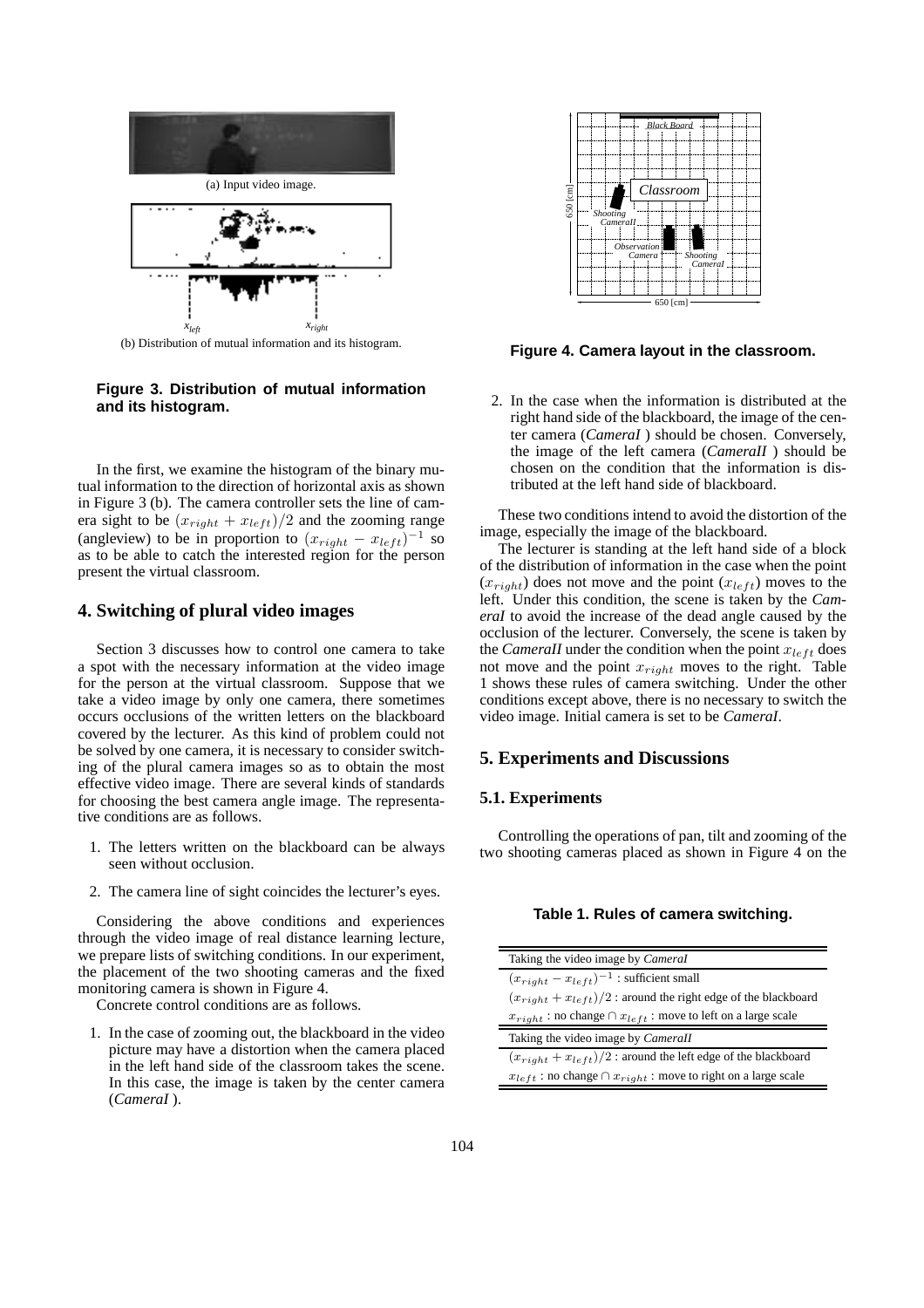(a) Input video image.

(b) Distribution of mutual information and its histogram.

**Figure 3. Distribution of mutual information and its histogram.**

In the first, we examine the histogram of the binary mutual information to the direction of horizontal axis as shown in Figure 3 (b). The camera controller sets the line of camera sight to be $(x_{right} + x_{left})/2$ and the zooming range (angleview) to be in proportion to $(x_{right} - x_{left})^{-1}$ so as to be able to catch the interested region for the person present the virtual classroom.

## 4. Switching of plural video images

Section 3 discusses how to control one camera to take a spot with the necessary information at the video image for the person at the virtual classroom. Suppose that we take a video image by only one camera, there sometimes occurs occlusions of the written letters on the blackboard covered by the lecturer. As this kind of problem could not be solved by one camera, it is necessary to consider switching of the plural camera images so as to obtain the most effective video image. There are several kinds of standards for choosing the best camera angle image. The representative conditions are as follows.

1. The letters written on the blackboard can be always seen without occlusion.
2. The camera line of sight coincides the lecturer's eyes.

Considering the above conditions and experiences through the video image of real distance learning lecture, we prepare lists of switching conditions. In our experiment, the placement of the two shooting cameras and the fixed monitoring camera is shown in Figure 4.

Concrete control conditions are as follows.

1. In the case of zooming out, the blackboard in the video picture may have a distortion when the camera placed in the left hand side of the classroom takes the scene. In this case, the image is taken by the center camera (*CameraI* ).
2. In the case when the information is distributed at the right hand side of the blackboard, the image of the center camera (*CameraI* ) should be chosen. Conversely, the image of the left camera (*CameraII* ) should be chosen on the condition that the information is distributed at the left hand side of blackboard.

**Figure 4. Camera layout in the classroom.**

These two conditions intend to avoid the distortion of the image, especially the image of the blackboard.

The lecturer is standing at the left hand side of a block of the distribution of information in the case when the point ($x_{right}$) does not move and the point ($x_{left}$) moves to the left. Under this condition, the scene is taken by the *CameraI* to avoid the increase of the dead angle caused by the occlusion of the lecturer. Conversely, the scene is taken by the *CameraII* under the condition when the point $x_{left}$ does not move and the point $x_{right}$ moves to the right. Table 1 shows these rules of camera switching. Under the other conditions except above, there is no necessary to switch the video image. Initial camera is set to be *CameraI*.

## 5. Experiments and Discussions

### 5.1. Experiments

Controlling the operations of pan, tilt and zooming of the two shooting cameras placed as shown in Figure 4 on the

**Table 1. Rules of camera switching.**

| Taking the video image by *CameraI* |
|---|
| $(x_{right} - x_{left})^{-1}$ : sufficient small |
| $(x_{right} + x_{left})/2$ : around the right edge of the blackboard |
| $x_{right}$ : no change $\cap$ $x_{left}$ : move to left on a large scale |
| **Taking the video image by *CameraII*** |
| $(x_{right} + x_{left})/2$ : around the left edge of the blackboard |
| $x_{left}$ : no change $\cap$ $x_{right}$ : move to right on a large scale |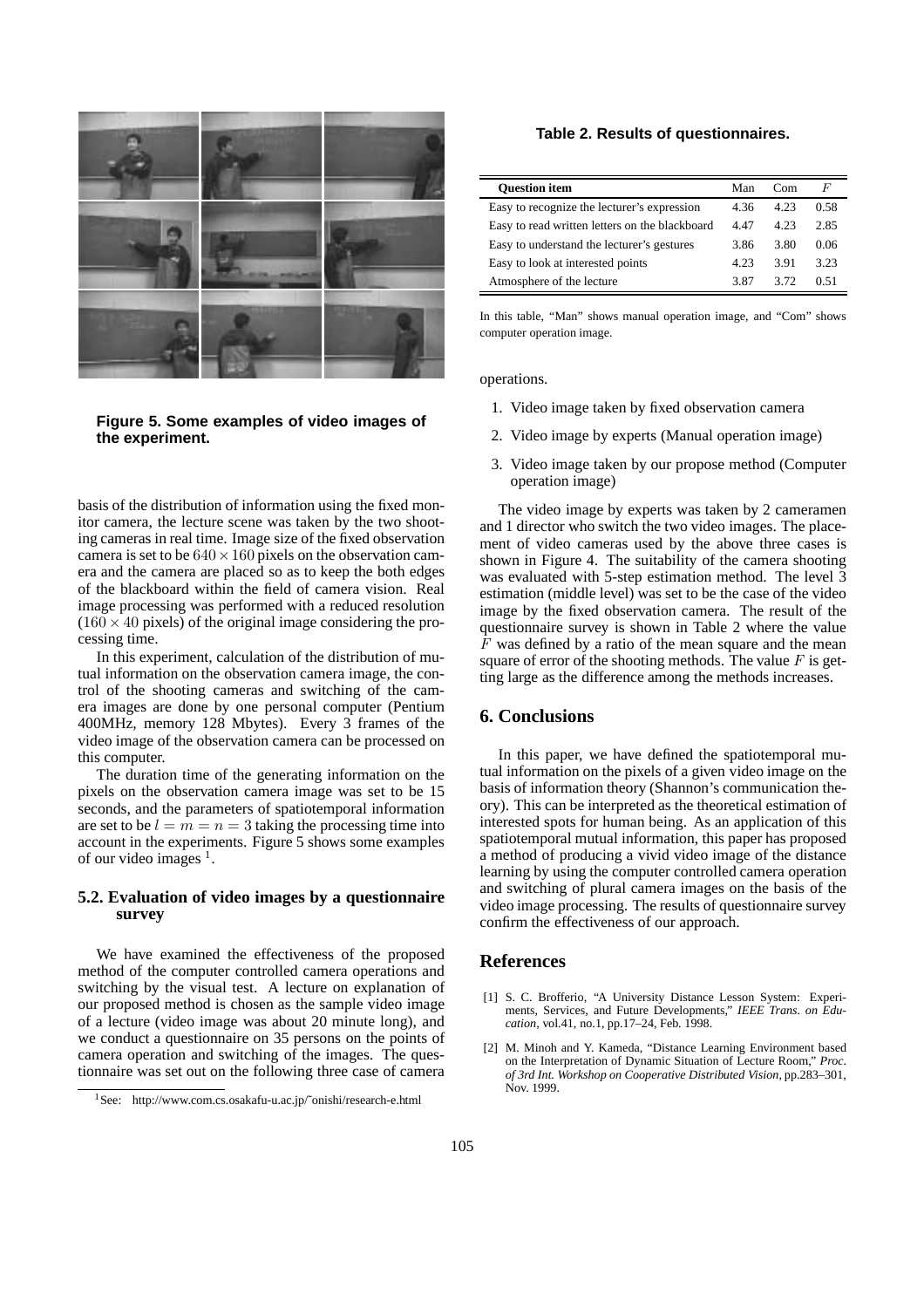**Figure 5. Some examples of video images of the experiment.**

basis of the distribution of information using the fixed monitor camera, the lecture scene was taken by the two shooting cameras in real time. Image size of the fixed observation camera is set to be $640 \times 160$ pixels on the observation camera and the camera are placed so as to keep the both edges of the blackboard within the field of camera vision. Real image processing was performed with a reduced resolution ($160 \times 40$ pixels) of the original image considering the processing time.

In this experiment, calculation of the distribution of mutual information on the observation camera image, the control of the shooting cameras and switching of the camera images are done by one personal computer (Pentium 400MHz, memory 128 Mbytes). Every 3 frames of the video image of the observation camera can be processed on this computer.

The duration time of the generating information on the pixels on the observation camera image was set to be 15 seconds, and the parameters of spatiotemporal information are set to be $l = m = n = 3$ taking the processing time into account in the experiments. Figure 5 shows some examples of our video images [1].

### 5.2. Evaluation of video images by a questionnaire survey

We have examined the effectiveness of the proposed method of the computer controlled camera operations and switching by the visual test. A lecture on explanation of our proposed method is chosen as the sample video image of a lecture (video image was about 20 minute long), and we conduct a questionnaire on 35 persons on the points of camera operation and switching of the images. The questionnaire was set out on the following three case of camera operations.

1. Video image taken by fixed observation camera
2. Video image by experts (Manual operation image)
3. Video image taken by our propose method (Computer operation image)

The video image by experts was taken by 2 cameramen and 1 director who switch the two video images. The placement of video cameras used by the above three cases is shown in Figure 4. The suitability of the camera shooting was evaluated with 5-step estimation method. The level 3 estimation (middle level) was set to be the case of the video image by the fixed observation camera. The result of the questionnaire survey is shown in Table 2 where the value $F$ was defined by a ratio of the mean square and the mean square of error of the shooting methods. The value $F$ is getting large as the difference among the methods increases.

**Table 2. Results of questionnaires.**

| Question item | Man | Com | $F$ |
|---|---|---|---|
| Easy to recognize the lecturer's expression | 4.36 | 4.23 | 0.58 |
| Easy to read written letters on the blackboard | 4.47 | 4.23 | 2.85 |
| Easy to understand the lecturer's gestures | 3.86 | 3.80 | 0.06 |
| Easy to look at interested points | 4.23 | 3.91 | 3.23 |
| Atmosphere of the lecture | 3.87 | 3.72 | 0.51 |

In this table, "Man" shows manual operation image, and "Com" shows computer operation image.

## 6. Conclusions

In this paper, we have defined the spatiotemporal mutual information on the pixels of a given video image on the basis of information theory (Shannon's communication theory). This can be interpreted as the theoretical estimation of interested spots for human being. As an application of this spatiotemporal mutual information, this paper has proposed a method of producing a vivid video image of the distance learning by using the computer controlled camera operation and switching of plural camera images on the basis of the video image processing. The results of questionnaire survey confirm the effectiveness of our approach.

## References

[1] S. C. Brofferio, "A University Distance Lesson System: Experiments, Services, and Future Developments," *IEEE Trans. on Education*, vol.41, no.1, pp.17–24, Feb. 1998.

[2] M. Minoh and Y. Kameda, "Distance Learning Environment based on the Interpretation of Dynamic Situation of Lecture Room," *Proc. of 3rd Int. Workshop on Cooperative Distributed Vision*, pp.283–301, Nov. 1999.

[1] See: http://www.com.cs.osakafu-u.ac.jp/~onishi/research-e.html